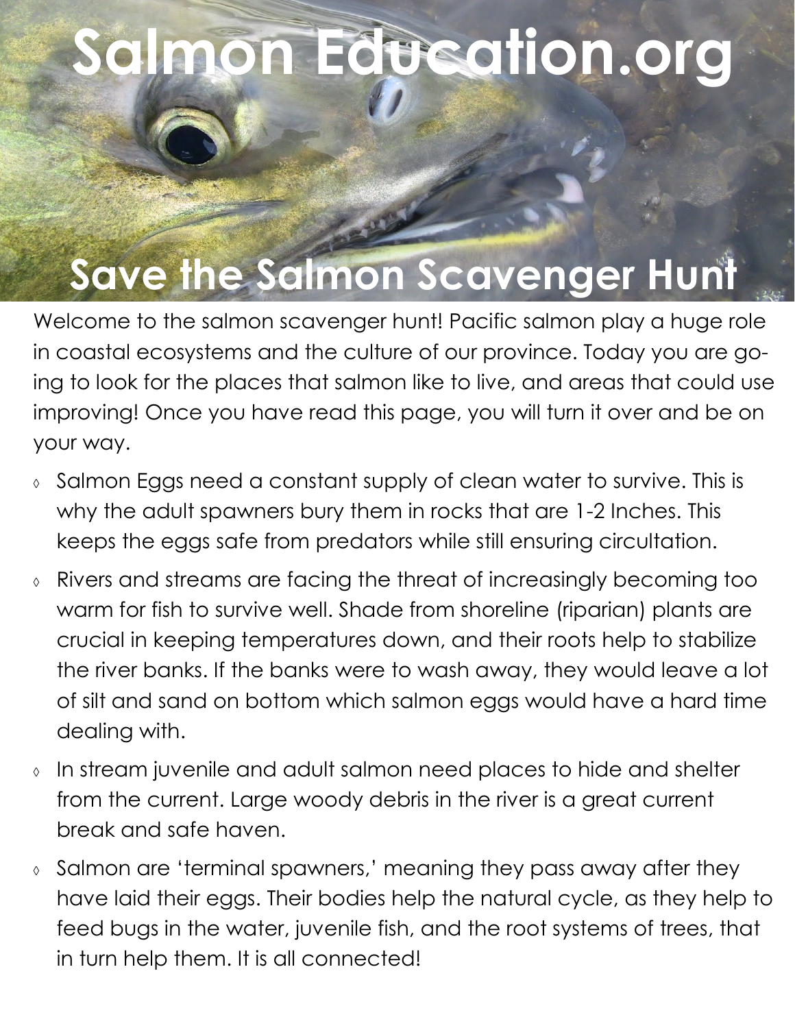# Salmon Education.org

## Save the Salmon Scavenger Hunt

Welcome to the salmon scavenger hunt! Pacific salmon play a huge role in coastal ecosystems and the culture of our province. Today you are going to look for the places that salmon like to live, and areas that could use improving! Once you have read this page, you will turn it over and be on your way.

- Salmon Eggs need a constant supply of clean water to survive. This is why the adult spawners bury them in rocks that are 1-2 Inches. This keeps the eggs safe from predators while still ensuring circultation.
- Rivers and streams are facing the threat of increasingly becoming too warm for fish to survive well. Shade from shoreline (riparian) plants are crucial in keeping temperatures down, and their roots help to stabilize the river banks. If the banks were to wash away, they would leave a lot of silt and sand on bottom which salmon eggs would have a hard time dealing with.
- In stream juvenile and adult salmon need places to hide and shelter from the current. Large woody debris in the river is a great current break and safe haven.
- Salmon are 'terminal spawners,' meaning they pass away after they have laid their eggs. Their bodies help the natural cycle, as they help to feed bugs in the water, juvenile fish, and the root systems of trees, that in turn help them. It is all connected!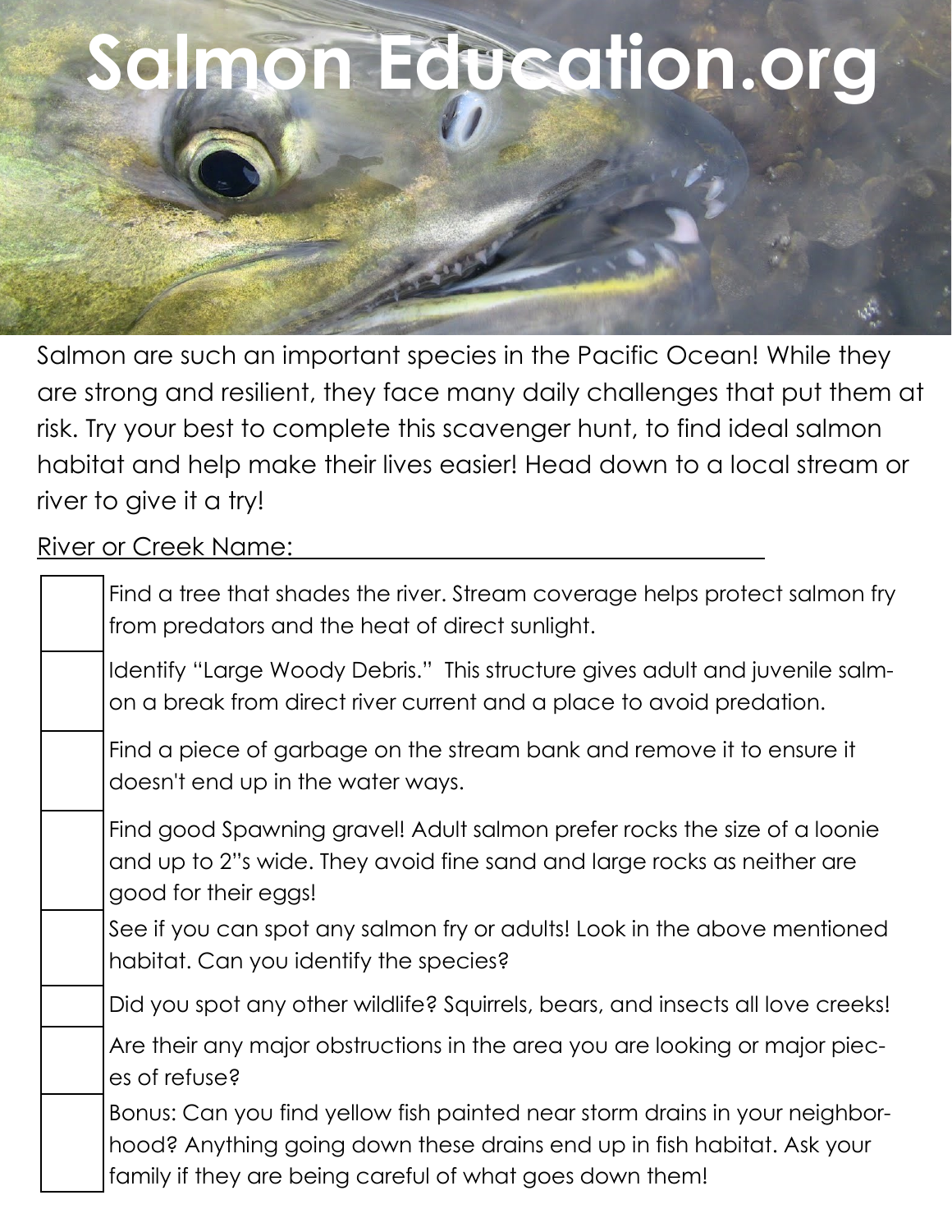# Salmon Education.org

Salmon are such an important species in the Pacific Ocean! While they are strong and resilient, they face many daily challenges that put them at risk. Try your best to complete this scavenger hunt, to find ideal salmon habitat and help make their lives easier! Head down to a local stream or river to give it a try!

River or Creek Name: ____________________________________

| | |
|---|---|
| | Find a tree that shades the river. Stream coverage helps protect salmon fry from predators and the heat of direct sunlight. |
| | Identify "Large Woody Debris." This structure gives adult and juvenile salmon a break from direct river current and a place to avoid predation. |
| | Find a piece of garbage on the stream bank and remove it to ensure it doesn't end up in the water ways. |
| | Find good Spawning gravel! Adult salmon prefer rocks the size of a loonie and up to 2"s wide. They avoid fine sand and large rocks as neither are good for their eggs! |
| | See if you can spot any salmon fry or adults! Look in the above mentioned habitat. Can you identify the species? |
| | Did you spot any other wildlife? Squirrels, bears, and insects all love creeks! |
| | Are their any major obstructions in the area you are looking or major pieces of refuse? |
| | Bonus: Can you find yellow fish painted near storm drains in your neighborhood? Anything going down these drains end up in fish habitat. Ask your family if they are being careful of what goes down them! |